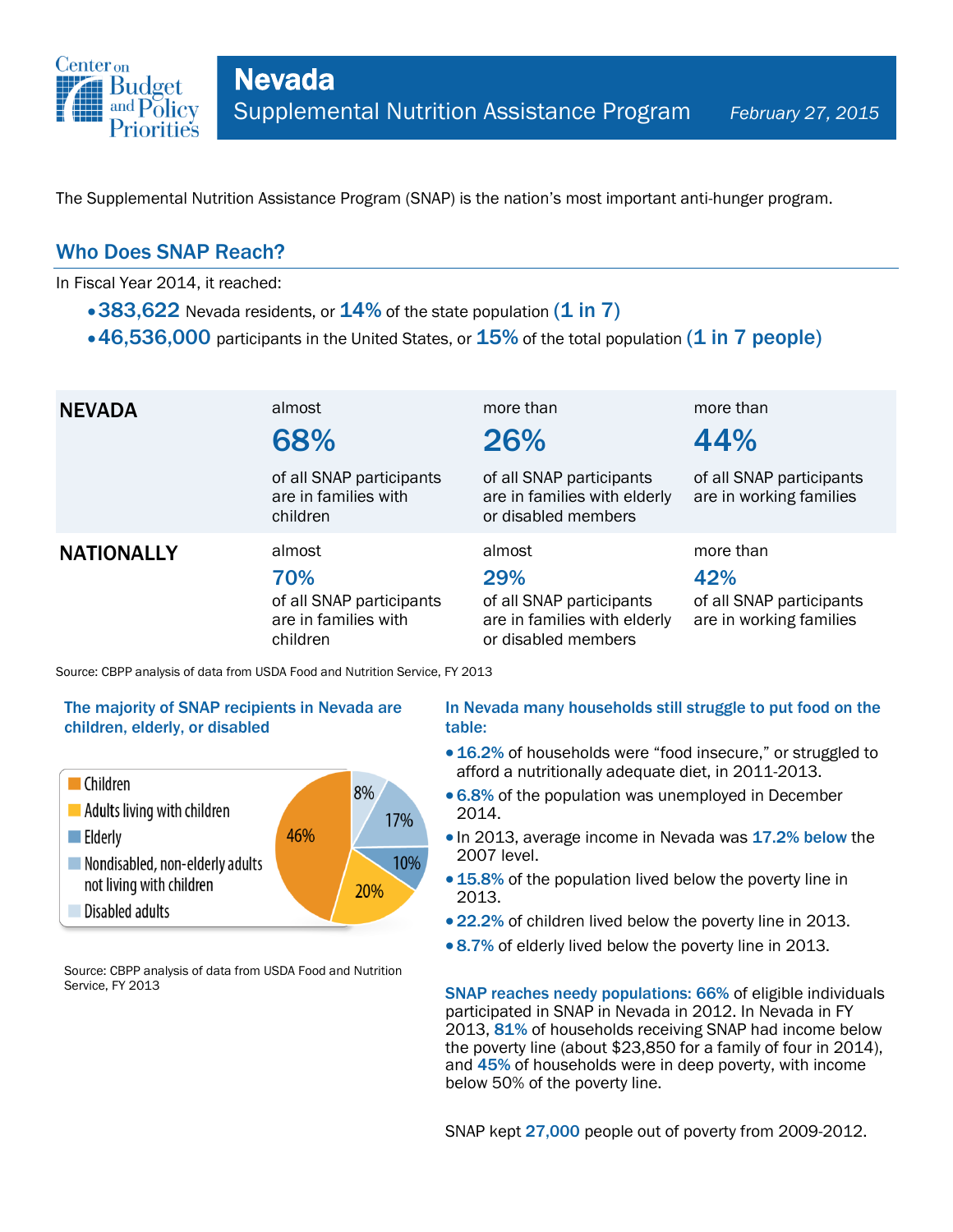# Nevada

## Supplemental Nutrition Assistance Program

*February 27, 2015*

The Supplemental Nutrition Assistance Program (SNAP) is the nation's most important anti-hunger program.

## Who Does SNAP Reach?

In Fiscal Year 2014, it reached:

- **383,622** Nevada residents, or **14%** of the state population **(1 in 7)**
- **46,536,000** participants in the United States, or **15%** of the total population **(1 in 7 people)**

| | | | |
|---|---|---|---|
| **NEVADA** | almost **68%** of all SNAP participants are in families with children | more than **26%** of all SNAP participants are in families with elderly or disabled members | more than **44%** of all SNAP participants are in working families |
| **NATIONALLY** | almost **70%** of all SNAP participants are in families with children | almost **29%** of all SNAP participants are in families with elderly or disabled members | more than **42%** of all SNAP participants are in working families |

Source: CBPP analysis of data from USDA Food and Nutrition Service, FY 2013

### The majority of SNAP recipients in Nevada are children, elderly, or disabled

| Category | Share |
|---|---|
| Children | 46% |
| Adults living with children | 20% |
| Elderly | 10% |
| Nondisabled, non-elderly adults not living with children | 17% |
| Disabled adults | 8% |

Source: CBPP analysis of data from USDA Food and Nutrition Service, FY 2013

### In Nevada many households still struggle to put food on the table:

- **16.2%** of households were "food insecure," or struggled to afford a nutritionally adequate diet, in 2011-2013.
- **6.8%** of the population was unemployed in December 2014.
- In 2013, average income in Nevada was **17.2% below** the 2007 level.
- **15.8%** of the population lived below the poverty line in 2013.
- **22.2%** of children lived below the poverty line in 2013.
- **8.7%** of elderly lived below the poverty line in 2013.

**SNAP reaches needy populations: 66%** of eligible individuals participated in SNAP in Nevada in 2012. In Nevada in FY 2013, **81%** of households receiving SNAP had income below the poverty line (about $23,850 for a family of four in 2014), and **45%** of households were in deep poverty, with income below 50% of the poverty line.

SNAP kept **27,000** people out of poverty from 2009-2012.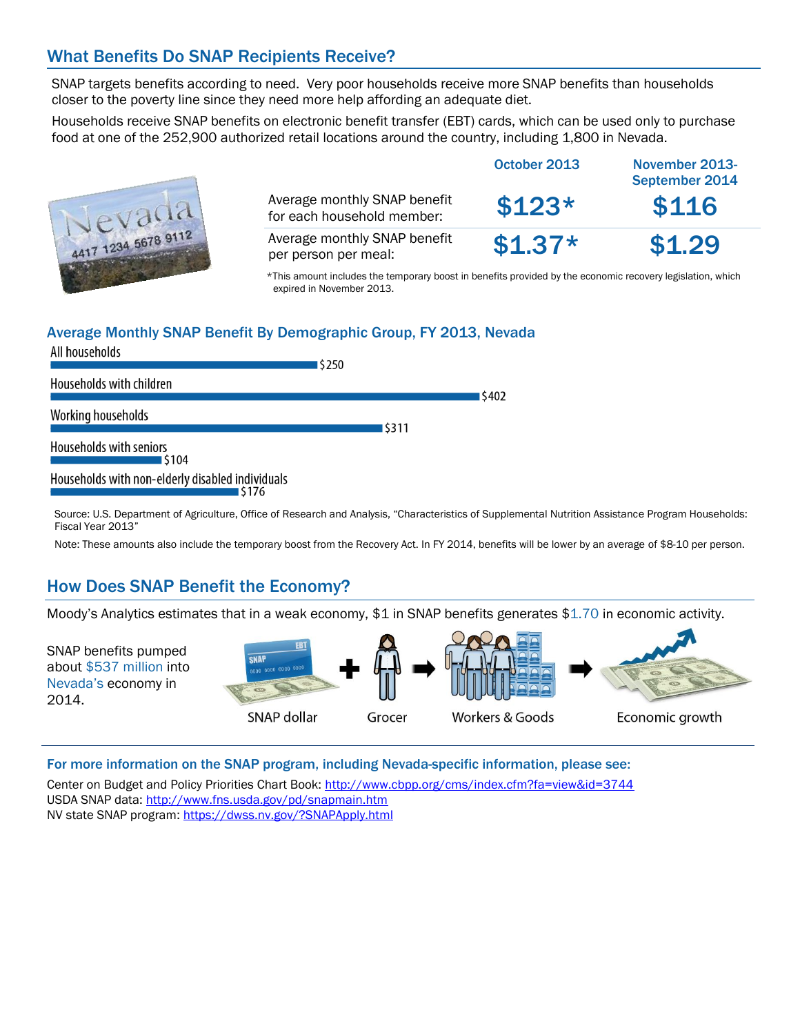## What Benefits Do SNAP Recipients Receive?

SNAP targets benefits according to need. Very poor households receive more SNAP benefits than households closer to the poverty line since they need more help affording an adequate diet.

Households receive SNAP benefits on electronic benefit transfer (EBT) cards, which can be used only to purchase food at one of the 252,900 authorized retail locations around the country, including 1,800 in Nevada.

| | October 2013 | November 2013-September 2014 |
|---|---|---|
| Average monthly SNAP benefit for each household member: | $123* | $116 |
| Average monthly SNAP benefit per person per meal: | $1.37* | $1.29 |

*This amount includes the temporary boost in benefits provided by the economic recovery legislation, which expired in November 2013.

### Average Monthly SNAP Benefit By Demographic Group, FY 2013, Nevada

All households
$250

Households with children
$402

Working households
$311

Households with seniors
$104

Households with non-elderly disabled individuals
$176

Source: U.S. Department of Agriculture, Office of Research and Analysis, "Characteristics of Supplemental Nutrition Assistance Program Households: Fiscal Year 2013"

Note: These amounts also include the temporary boost from the Recovery Act. In FY 2014, benefits will be lower by an average of $8-10 per person.

## How Does SNAP Benefit the Economy?

Moody's Analytics estimates that in a weak economy, $1 in SNAP benefits generates $1.70 in economic activity.

SNAP benefits pumped about $537 million into Nevada's economy in 2014.

SNAP dollar + Grocer → Workers & Goods → Economic growth

**For more information on the SNAP program, including Nevada-specific information, please see:**

Center on Budget and Policy Priorities Chart Book: http://www.cbpp.org/cms/index.cfm?fa=view&id=3744
USDA SNAP data: http://www.fns.usda.gov/pd/snapmain.htm
NV state SNAP program: https://dwss.nv.gov/?SNAPApply.html